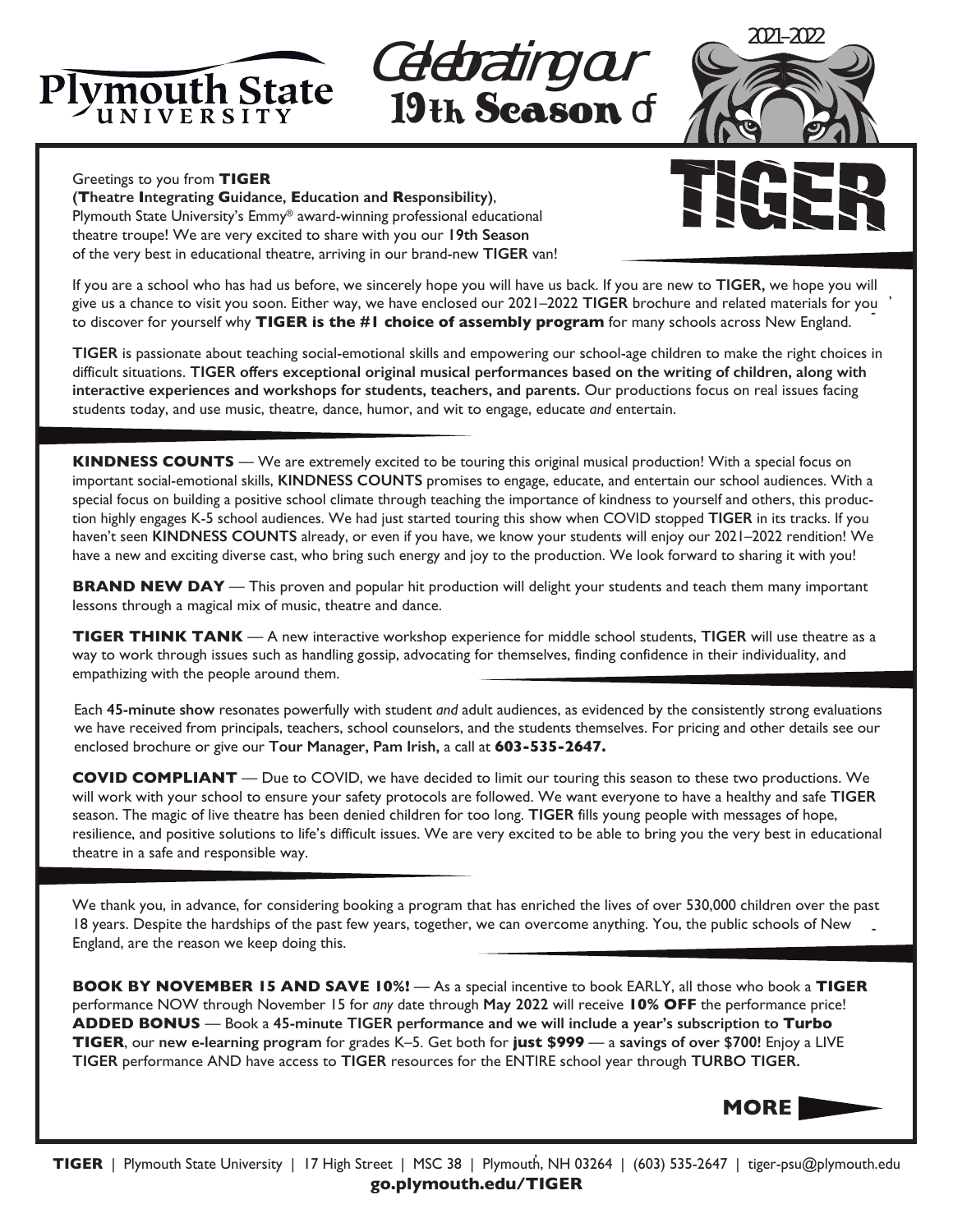Plymouth State University

# Celebrating our 19th Season of TIGER

2021–2022

Greetings to you from **TIGER**
**(Theatre Integrating Guidance, Education and Responsibility)**,
Plymouth State University's Emmy® award-winning professional educational theatre troupe! We are very excited to share with you our **19th Season** of the very best in educational theatre, arriving in our brand-new **TIGER** van!

If you are a school who has had us before, we sincerely hope you will have us back. If you are new to **TIGER,** we hope you will give us a chance to visit you soon. Either way, we have enclosed our 2021–2022 **TIGER** brochure and related materials for you to discover for yourself why **TIGER is the #1 choice of assembly program** for many schools across New England.

**TIGER** is passionate about teaching social-emotional skills and empowering our school-age children to make the right choices in difficult situations. **TIGER offers exceptional original musical performances based on the writing of children, along with interactive experiences and workshops for students, teachers, and parents.** Our productions focus on real issues facing students today, and use music, theatre, dance, humor, and wit to engage, educate *and* entertain.

**KINDNESS COUNTS** — We are extremely excited to be touring this original musical production! With a special focus on important social-emotional skills, **KINDNESS COUNTS** promises to engage, educate, and entertain our school audiences. With a special focus on building a positive school climate through teaching the importance of kindness to yourself and others, this production highly engages K-5 school audiences. We had just started touring this show when COVID stopped **TIGER** in its tracks. If you haven't seen **KINDNESS COUNTS** already, or even if you have, we know your students will enjoy our 2021–2022 rendition! We have a new and exciting diverse cast, who bring such energy and joy to the production. We look forward to sharing it with you!

**BRAND NEW DAY** — This proven and popular hit production will delight your students and teach them many important lessons through a magical mix of music, theatre and dance.

**TIGER THINK TANK** — A new interactive workshop experience for middle school students, **TIGER** will use theatre as a way to work through issues such as handling gossip, advocating for themselves, finding confidence in their individuality, and empathizing with the people around them.

Each **45-minute show** resonates powerfully with student *and* adult audiences, as evidenced by the consistently strong evaluations we have received from principals, teachers, school counselors, and the students themselves. For pricing and other details see our enclosed brochure or give our **Tour Manager, Pam Irish,** a call at **603-535-2647.**

**COVID COMPLIANT** — Due to COVID, we have decided to limit our touring this season to these two productions. We will work with your school to ensure your safety protocols are followed. We want everyone to have a healthy and safe **TIGER** season. The magic of live theatre has been denied children for too long. **TIGER** fills young people with messages of hope, resilience, and positive solutions to life's difficult issues. We are very excited to be able to bring you the very best in educational theatre in a safe and responsible way.

We thank you, in advance, for considering booking a program that has enriched the lives of over 530,000 children over the past 18 years. Despite the hardships of the past few years, together, we can overcome anything. You, the public schools of New England, are the reason we keep doing this.

**BOOK BY NOVEMBER 15 AND SAVE 10%!** — As a special incentive to book EARLY, all those who book a **TIGER** performance NOW through November 15 for *any* date through **May 2022** will receive **10% OFF** the performance price! **ADDED BONUS** — Book a **45-minute TIGER performance and we will include a year's subscription to Turbo TIGER**, our **new e-learning program** for grades K–5. Get both for **just $999** — a **savings of over $700!** Enjoy a LIVE **TIGER** performance AND have access to **TIGER** resources for the ENTIRE school year through **TURBO TIGER.**

**MORE**

**TIGER** | Plymouth State University | 17 High Street | MSC 38 | Plymouth, NH 03264 | (603) 535-2647 | tiger-psu@plymouth.edu
**go.plymouth.edu/TIGER**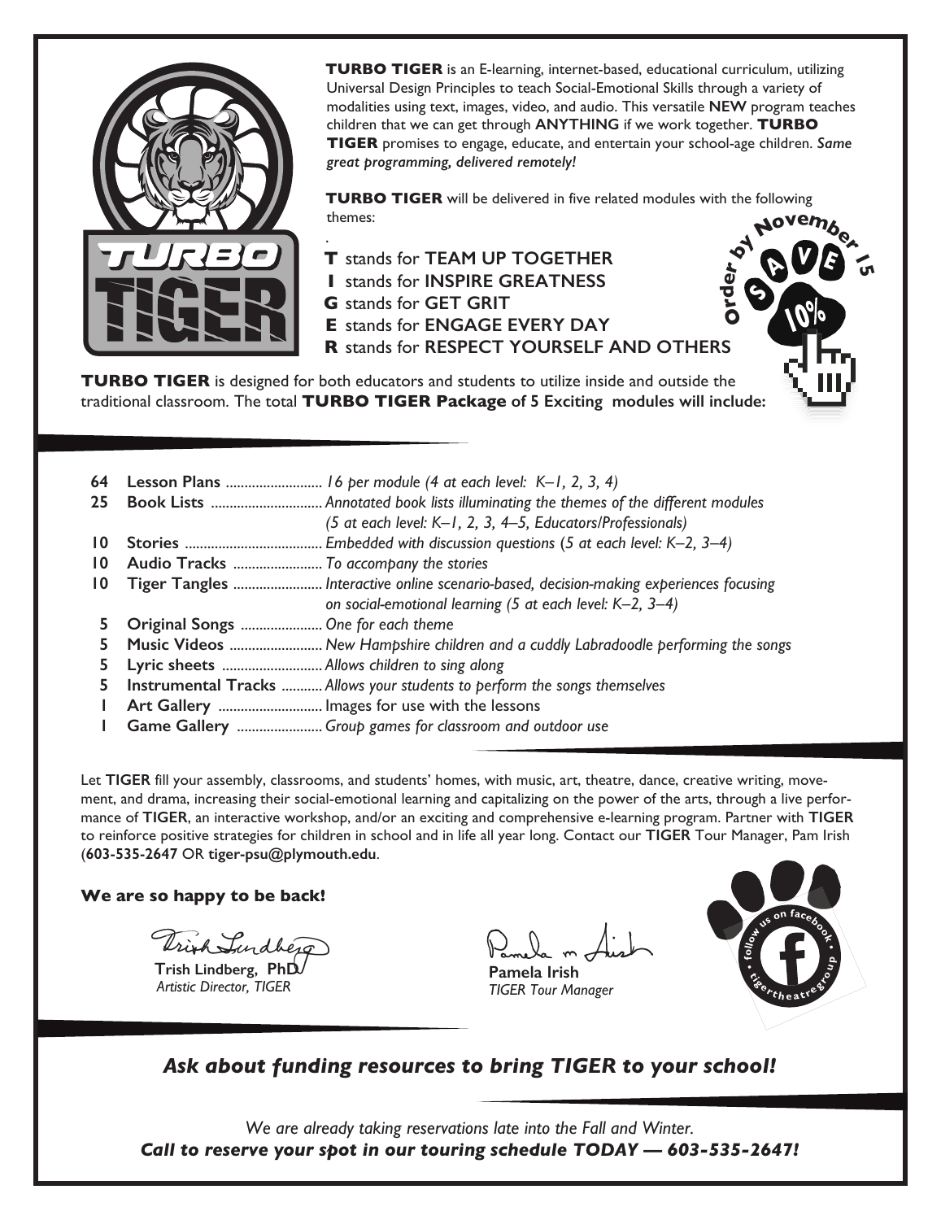**TURBO TIGER** is an E-learning, internet-based, educational curriculum, utilizing Universal Design Principles to teach Social-Emotional Skills through a variety of modalities using text, images, video, and audio. This versatile **NEW** program teaches children that we can get through **ANYTHING** if we work together. **TURBO TIGER** promises to engage, educate, and entertain your school-age children. *Same great programming, delivered remotely!*

**TURBO TIGER** will be delivered in five related modules with the following themes:

**T** stands for **TEAM UP TOGETHER**
**I** stands for **INSPIRE GREATNESS**
**G** stands for **GET GRIT**
**E** stands for **ENGAGE EVERY DAY**
**R** stands for **RESPECT YOURSELF AND OTHERS**

Order by November 15 SAVE 10%

**TURBO TIGER** is designed for both educators and students to utilize inside and outside the traditional classroom. The total **TURBO TIGER Package of 5 Exciting modules will include:**

| | | |
|---|---|---|
| 64 | **Lesson Plans** | *16 per module (4 at each level: K–1, 2, 3, 4)* |
| 25 | **Book Lists** | *Annotated book lists illuminating the themes of the different modules (5 at each level: K–1, 2, 3, 4–5, Educators/Professionals)* |
| 10 | **Stories** | *Embedded with discussion questions (5 at each level: K–2, 3–4)* |
| 10 | **Audio Tracks** | *To accompany the stories* |
| 10 | **Tiger Tangles** | *Interactive online scenario-based, decision-making experiences focusing on social-emotional learning (5 at each level: K–2, 3–4)* |
| 5 | **Original Songs** | *One for each theme* |
| 5 | **Music Videos** | *New Hampshire children and a cuddly Labradoodle performing the songs* |
| 5 | **Lyric sheets** | *Allows children to sing along* |
| 5 | **Instrumental Tracks** | *Allows your students to perform the songs themselves* |
| 1 | **Art Gallery** | Images for use with the lessons |
| 1 | **Game Gallery** | *Group games for classroom and outdoor use* |

Let **TIGER** fill your assembly, classrooms, and students' homes, with music, art, theatre, dance, creative writing, movement, and drama, increasing their social-emotional learning and capitalizing on the power of the arts, through a live performance of **TIGER**, an interactive workshop, and/or an exciting and comprehensive e-learning program. Partner with **TIGER** to reinforce positive strategies for children in school and in life all year long. Contact our **TIGER** Tour Manager, Pam Irish (**603-535-2647** OR **tiger-psu@plymouth.edu**.

**We are so happy to be back!**

**Trish Lindberg, PhD**
*Artistic Director, TIGER*

**Pamela Irish**
*TIGER Tour Manager*

follow us on facebook • tigertheatregroup

***Ask about funding resources to bring TIGER to your school!***

*We are already taking reservations late into the Fall and Winter.*
***Call to reserve your spot in our touring schedule TODAY — 603-535-2647!***